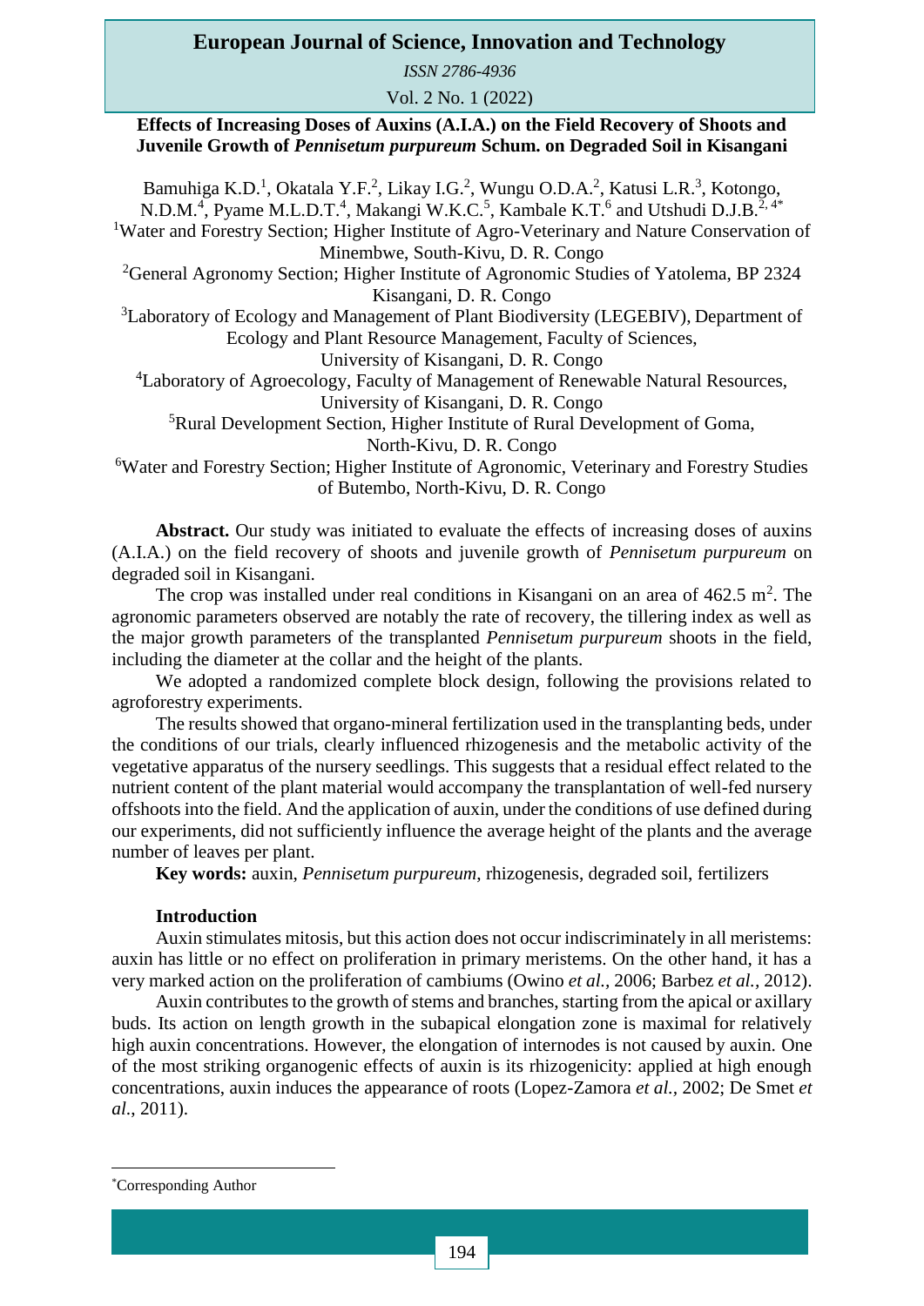# Effects of Increasing Doses of Auxins (A.I.A.) on the Field Recovery of Shoots and Juvenile Growth of *Pennisetum purpureum* Schum. on Degraded Soil in Kisangani

Bamuhiga K.D.[1], Okatala Y.F.[2], Likay I.G.[2], Wungu O.D.A.[2], Katusi L.R.[3], Kotongo, N.D.M.[4], Pyame M.L.D.T.[4], Makangi W.K.C.[5], Kambale K.T.[6] and Utshudi D.J.B.[2, 4*]

[1]Water and Forestry Section; Higher Institute of Agro-Veterinary and Nature Conservation of Minembwe, South-Kivu, D. R. Congo

[2]General Agronomy Section; Higher Institute of Agronomic Studies of Yatolema, BP 2324 Kisangani, D. R. Congo

[3]Laboratory of Ecology and Management of Plant Biodiversity (LEGEBIV), Department of Ecology and Plant Resource Management, Faculty of Sciences, University of Kisangani, D. R. Congo

[4]Laboratory of Agroecology, Faculty of Management of Renewable Natural Resources, University of Kisangani, D. R. Congo

[5]Rural Development Section, Higher Institute of Rural Development of Goma, North-Kivu, D. R. Congo

[6]Water and Forestry Section; Higher Institute of Agronomic, Veterinary and Forestry Studies of Butembo, North-Kivu, D. R. Congo

**Abstract.** Our study was initiated to evaluate the effects of increasing doses of auxins (A.I.A.) on the field recovery of shoots and juvenile growth of *Pennisetum purpureum* on degraded soil in Kisangani.

The crop was installed under real conditions in Kisangani on an area of 462.5 $m^2$. The agronomic parameters observed are notably the rate of recovery, the tillering index as well as the major growth parameters of the transplanted *Pennisetum purpureum* shoots in the field, including the diameter at the collar and the height of the plants.

We adopted a randomized complete block design, following the provisions related to agroforestry experiments.

The results showed that organo-mineral fertilization used in the transplanting beds, under the conditions of our trials, clearly influenced rhizogenesis and the metabolic activity of the vegetative apparatus of the nursery seedlings. This suggests that a residual effect related to the nutrient content of the plant material would accompany the transplantation of well-fed nursery offshoots into the field. And the application of auxin, under the conditions of use defined during our experiments, did not sufficiently influence the average height of the plants and the average number of leaves per plant.

**Key words:** auxin, *Pennisetum purpureum*, rhizogenesis, degraded soil, fertilizers

## Introduction

Auxin stimulates mitosis, but this action does not occur indiscriminately in all meristems: auxin has little or no effect on proliferation in primary meristems. On the other hand, it has a very marked action on the proliferation of cambiums (Owino *et al.,* 2006; Barbez *et al.,* 2012).

Auxin contributes to the growth of stems and branches, starting from the apical or axillary buds. Its action on length growth in the subapical elongation zone is maximal for relatively high auxin concentrations. However, the elongation of internodes is not caused by auxin. One of the most striking organogenic effects of auxin is its rhizogenicity: applied at high enough concentrations, auxin induces the appearance of roots (Lopez-Zamora *et al.,* 2002; De Smet *et al*., 2011).

*Corresponding Author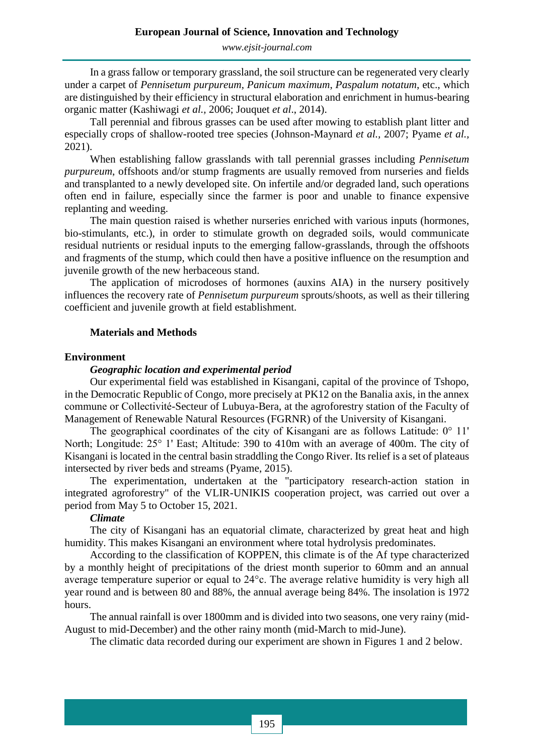In a grass fallow or temporary grassland, the soil structure can be regenerated very clearly under a carpet of *Pennisetum purpureum*, *Panicum maximum*, *Paspalum notatum*, etc., which are distinguished by their efficiency in structural elaboration and enrichment in humus-bearing organic matter (Kashiwagi *et al.,* 2006; Jouquet *et al*., 2014).

Tall perennial and fibrous grasses can be used after mowing to establish plant litter and especially crops of shallow-rooted tree species (Johnson-Maynard *et al.,* 2007; Pyame *et al.,* 2021).

When establishing fallow grasslands with tall perennial grasses including *Pennisetum purpureum*, offshoots and/or stump fragments are usually removed from nurseries and fields and transplanted to a newly developed site. On infertile and/or degraded land, such operations often end in failure, especially since the farmer is poor and unable to finance expensive replanting and weeding.

The main question raised is whether nurseries enriched with various inputs (hormones, bio-stimulants, etc.), in order to stimulate growth on degraded soils, would communicate residual nutrients or residual inputs to the emerging fallow-grasslands, through the offshoots and fragments of the stump, which could then have a positive influence on the resumption and juvenile growth of the new herbaceous stand.

The application of microdoses of hormones (auxins AIA) in the nursery positively influences the recovery rate of *Pennisetum purpureum* sprouts/shoots, as well as their tillering coefficient and juvenile growth at field establishment.

## Materials and Methods

### Environment

#### *Geographic location and experimental period*

Our experimental field was established in Kisangani, capital of the province of Tshopo, in the Democratic Republic of Congo, more precisely at PK12 on the Banalia axis, in the annex commune or Collectivité-Secteur of Lubuya-Bera, at the agroforestry station of the Faculty of Management of Renewable Natural Resources (FGRNR) of the University of Kisangani.

The geographical coordinates of the city of Kisangani are as follows Latitude: 0° 11' North; Longitude: 25° 1' East; Altitude: 390 to 410m with an average of 400m. The city of Kisangani is located in the central basin straddling the Congo River. Its relief is a set of plateaus intersected by river beds and streams (Pyame, 2015).

The experimentation, undertaken at the "participatory research-action station in integrated agroforestry" of the VLIR-UNIKIS cooperation project, was carried out over a period from May 5 to October 15, 2021.

#### *Climate*

The city of Kisangani has an equatorial climate, characterized by great heat and high humidity. This makes Kisangani an environment where total hydrolysis predominates.

According to the classification of KOPPEN, this climate is of the Af type characterized by a monthly height of precipitations of the driest month superior to 60mm and an annual average temperature superior or equal to 24°c. The average relative humidity is very high all year round and is between 80 and 88%, the annual average being 84%. The insolation is 1972 hours.

The annual rainfall is over 1800mm and is divided into two seasons, one very rainy (mid-August to mid-December) and the other rainy month (mid-March to mid-June).

The climatic data recorded during our experiment are shown in Figures 1 and 2 below.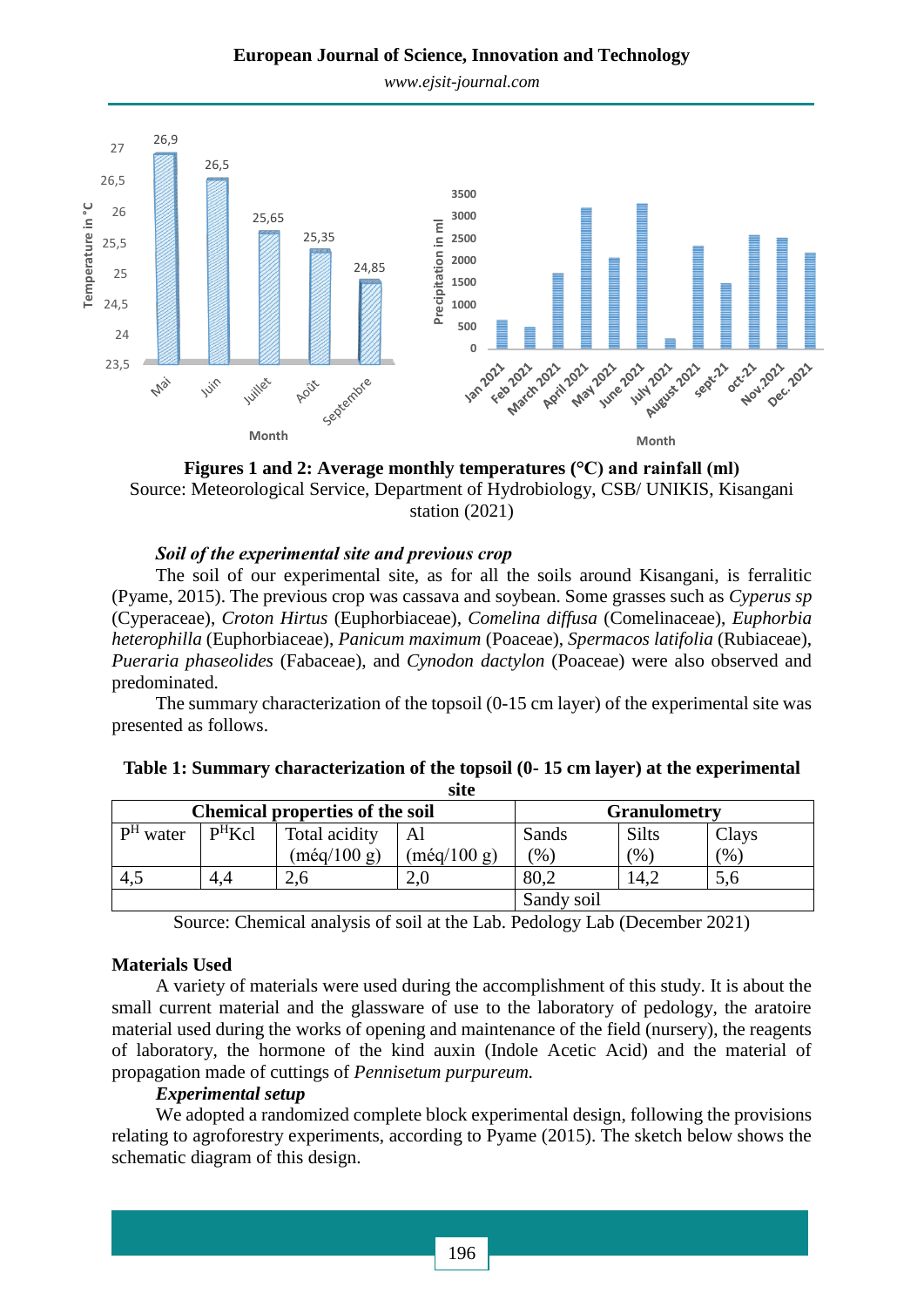**Figures 1 and 2: Average monthly temperatures (°C) and rainfall (ml)**
Source: Meteorological Service, Department of Hydrobiology, CSB/ UNIKIS, Kisangani station (2021)

### *Soil of the experimental site and previous crop*

The soil of our experimental site, as for all the soils around Kisangani, is ferralitic (Pyame, 2015). The previous crop was cassava and soybean. Some grasses such as *Cyperus sp* (Cyperaceae), *Croton Hirtus* (Euphorbiaceae), *Comelina diffusa* (Comelinaceae), *Euphorbia heterophilla* (Euphorbiaceae), *Panicum maximum* (Poaceae), *Spermacos latifolia* (Rubiaceae), *Pueraria phaseolides* (Fabaceae), and *Cynodon dactylon* (Poaceae) were also observed and predominated.

The summary characterization of the topsoil (0-15 cm layer) of the experimental site was presented as follows.

**Table 1: Summary characterization of the topsoil (0- 15 cm layer) at the experimental site**

| Chemical properties of the soil | | | | Granulometry | | |
|---|---|---|---|---|---|---|
| $P^H$ water | $P^H$Kcl | Total acidity (méq/100 g) | Al (méq/100 g) | Sands (%) | Silts (%) | Clays (%) |
| 4,5 | 4,4 | 2,6 | 2,0 | 80,2 | 14,2 | 5,6 |
| | | | | Sandy soil | | |

Source: Chemical analysis of soil at the Lab. Pedology Lab (December 2021)

### Materials Used

A variety of materials were used during the accomplishment of this study. It is about the small current material and the glassware of use to the laboratory of pedology, the aratoire material used during the works of opening and maintenance of the field (nursery), the reagents of laboratory, the hormone of the kind auxin (Indole Acetic Acid) and the material of propagation made of cuttings of *Pennisetum purpureum.*

### *Experimental setup*

We adopted a randomized complete block experimental design, following the provisions relating to agroforestry experiments, according to Pyame (2015). The sketch below shows the schematic diagram of this design.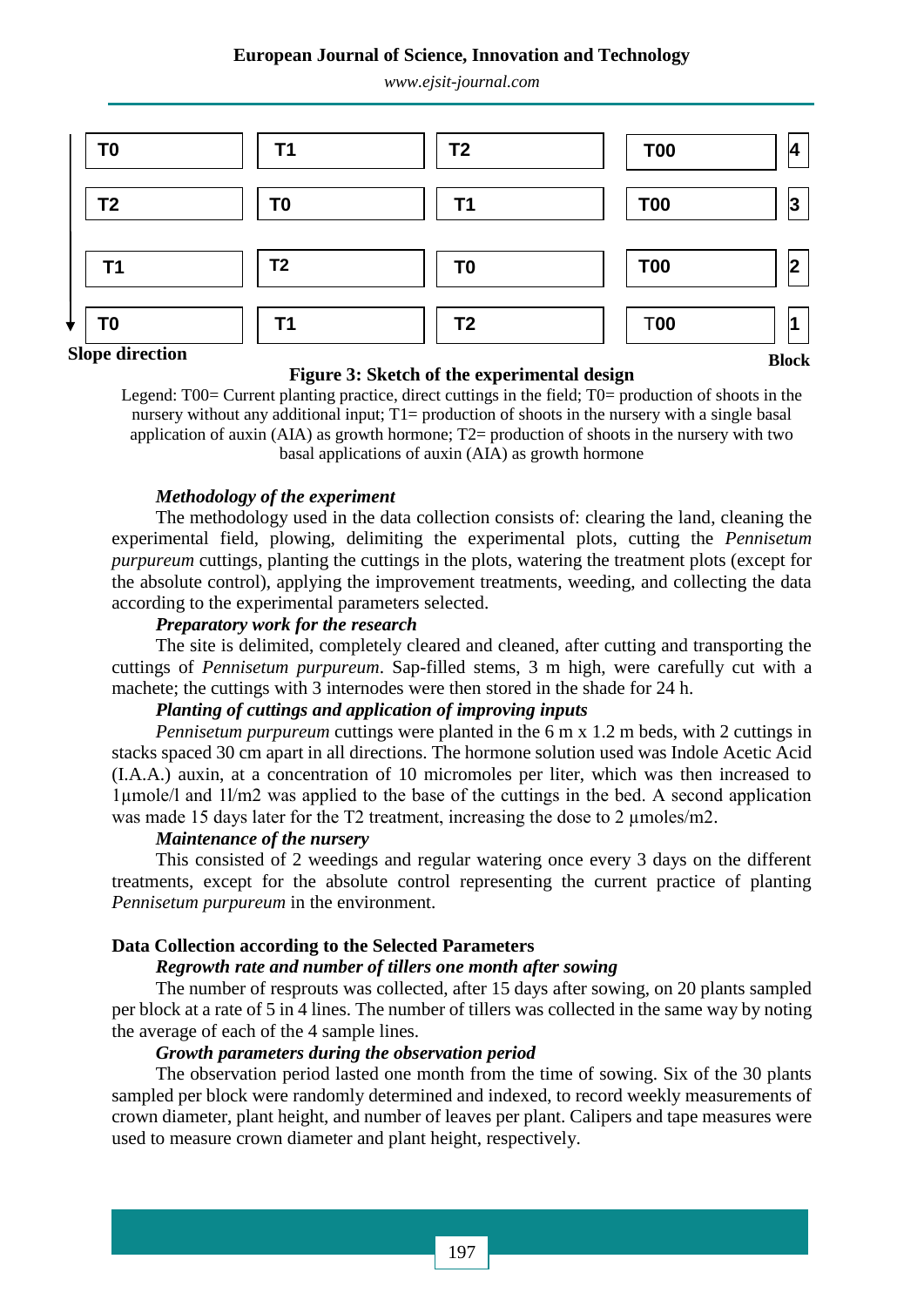| | | | | Block |
|---|---|---|---|---|
| T0 | T1 | T2 | T00 | 4 |
| T2 | T0 | T1 | T00 | 3 |
| T1 | T2 | T0 | T00 | 2 |
| T0 | T1 | T2 | T00 | 1 |

Slope direction

**Figure 3: Sketch of the experimental design**

Legend: T00= Current planting practice, direct cuttings in the field; T0= production of shoots in the nursery without any additional input; T1= production of shoots in the nursery with a single basal application of auxin (AIA) as growth hormone; T2= production of shoots in the nursery with two basal applications of auxin (AIA) as growth hormone

***Methodology of the experiment***

The methodology used in the data collection consists of: clearing the land, cleaning the experimental field, plowing, delimiting the experimental plots, cutting the *Pennisetum purpureum* cuttings, planting the cuttings in the plots, watering the treatment plots (except for the absolute control), applying the improvement treatments, weeding, and collecting the data according to the experimental parameters selected.

***Preparatory work for the research***

The site is delimited, completely cleared and cleaned, after cutting and transporting the cuttings of *Pennisetum purpureum*. Sap-filled stems, 3 m high, were carefully cut with a machete; the cuttings with 3 internodes were then stored in the shade for 24 h.

***Planting of cuttings and application of improving inputs***

*Pennisetum purpureum* cuttings were planted in the 6 m x 1.2 m beds, with 2 cuttings in stacks spaced 30 cm apart in all directions. The hormone solution used was Indole Acetic Acid (I.A.A.) auxin, at a concentration of 10 micromoles per liter, which was then increased to 1µmole/l and 1l/m2 was applied to the base of the cuttings in the bed. A second application was made 15 days later for the T2 treatment, increasing the dose to 2 µmoles/m2.

***Maintenance of the nursery***

This consisted of 2 weedings and regular watering once every 3 days on the different treatments, except for the absolute control representing the current practice of planting *Pennisetum purpureum* in the environment.

**Data Collection according to the Selected Parameters**

***Regrowth rate and number of tillers one month after sowing***

The number of resprouts was collected, after 15 days after sowing, on 20 plants sampled per block at a rate of 5 in 4 lines. The number of tillers was collected in the same way by noting the average of each of the 4 sample lines.

***Growth parameters during the observation period***

The observation period lasted one month from the time of sowing. Six of the 30 plants sampled per block were randomly determined and indexed, to record weekly measurements of crown diameter, plant height, and number of leaves per plant. Calipers and tape measures were used to measure crown diameter and plant height, respectively.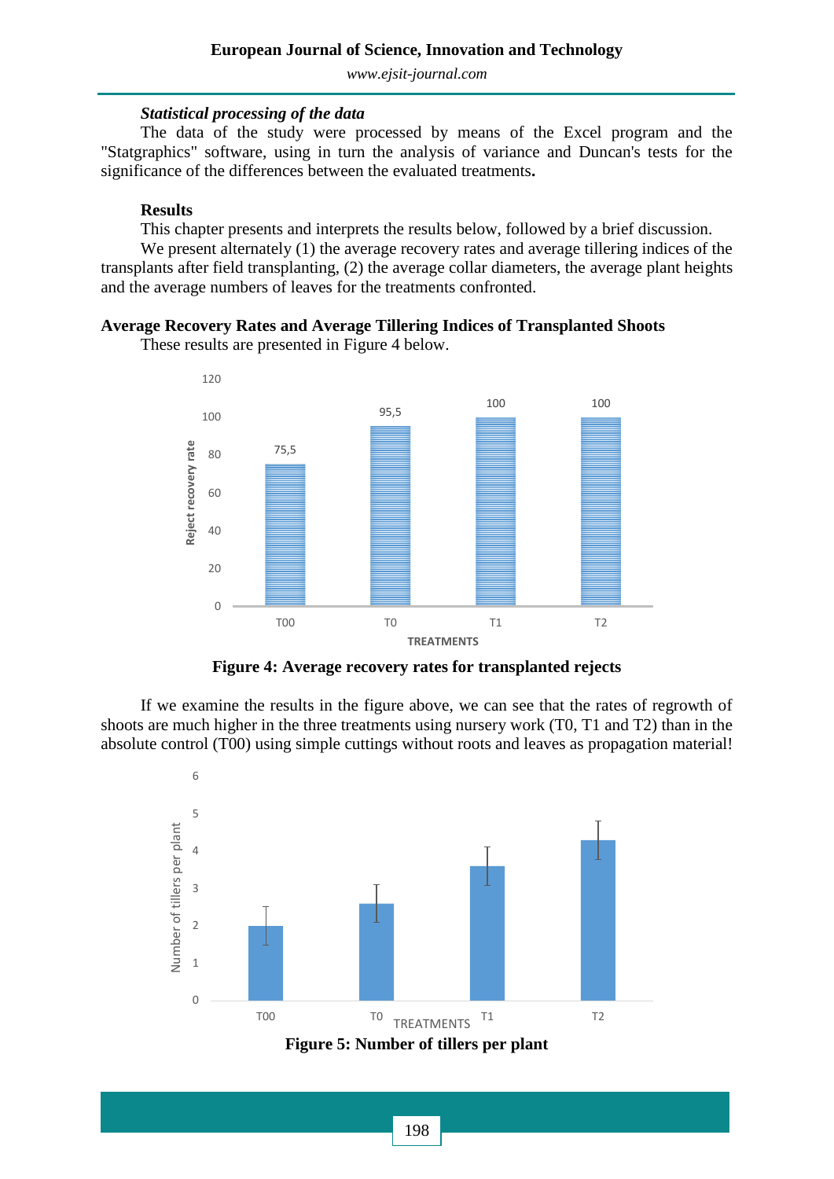*Statistical processing of the data*

The data of the study were processed by means of the Excel program and the "Statgraphics" software, using in turn the analysis of variance and Duncan's tests for the significance of the differences between the evaluated treatments**.**

**Results**

This chapter presents and interprets the results below, followed by a brief discussion.

We present alternately (1) the average recovery rates and average tillering indices of the transplants after field transplanting, (2) the average collar diameters, the average plant heights and the average numbers of leaves for the treatments confronted.

### Average Recovery Rates and Average Tillering Indices of Transplanted Shoots

These results are presented in Figure 4 below.

**Figure 4: Average recovery rates for transplanted rejects**

If we examine the results in the figure above, we can see that the rates of regrowth of shoots are much higher in the three treatments using nursery work (T0, T1 and T2) than in the absolute control (T00) using simple cuttings without roots and leaves as propagation material!

**Figure 5: Number of tillers per plant**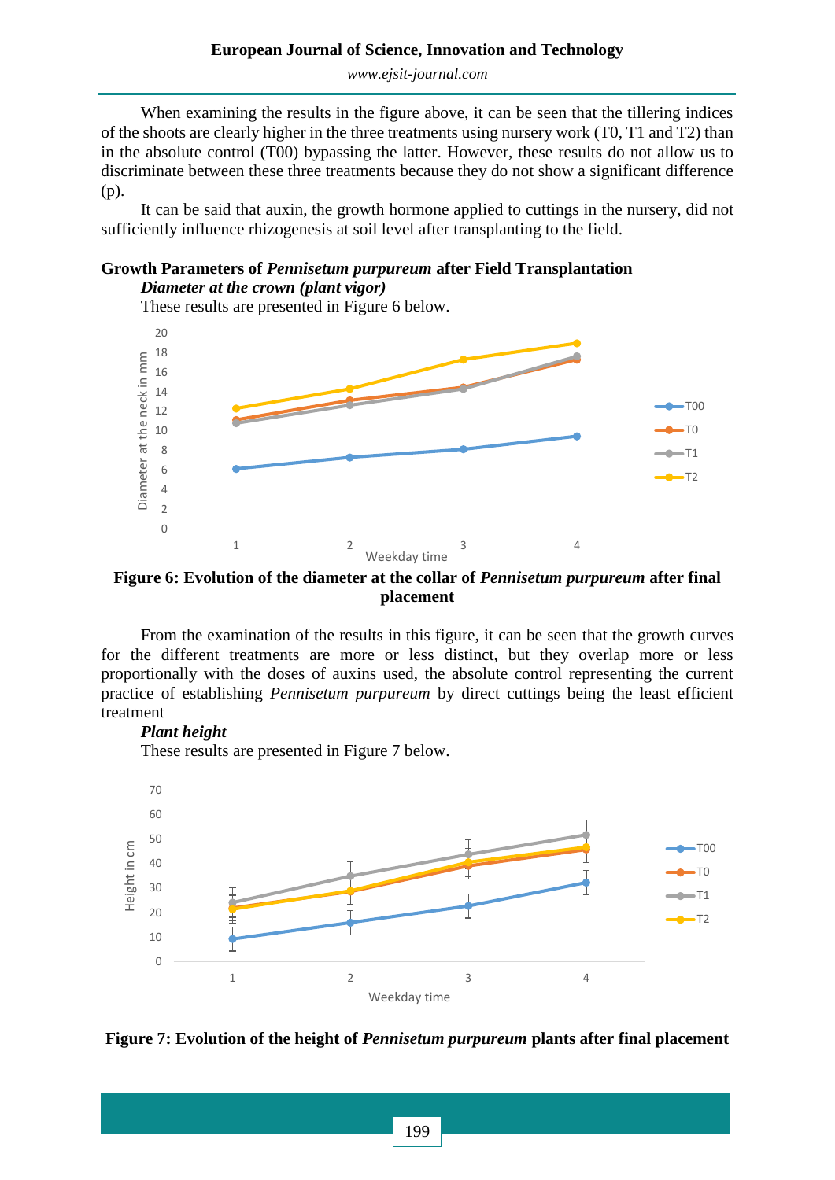When examining the results in the figure above, it can be seen that the tillering indices of the shoots are clearly higher in the three treatments using nursery work (T0, T1 and T2) than in the absolute control (T00) bypassing the latter. However, these results do not allow us to discriminate between these three treatments because they do not show a significant difference (p).

It can be said that auxin, the growth hormone applied to cuttings in the nursery, did not sufficiently influence rhizogenesis at soil level after transplanting to the field.

## Growth Parameters of *Pennisetum purpureum* after Field Transplantation

### *Diameter at the crown (plant vigor)*

These results are presented in Figure 6 below.

**Figure 6: Evolution of the diameter at the collar of *Pennisetum purpureum* after final placement**

From the examination of the results in this figure, it can be seen that the growth curves for the different treatments are more or less distinct, but they overlap more or less proportionally with the doses of auxins used, the absolute control representing the current practice of establishing *Pennisetum purpureum* by direct cuttings being the least efficient treatment

### *Plant height*

These results are presented in Figure 7 below.

**Figure 7: Evolution of the height of *Pennisetum purpureum* plants after final placement**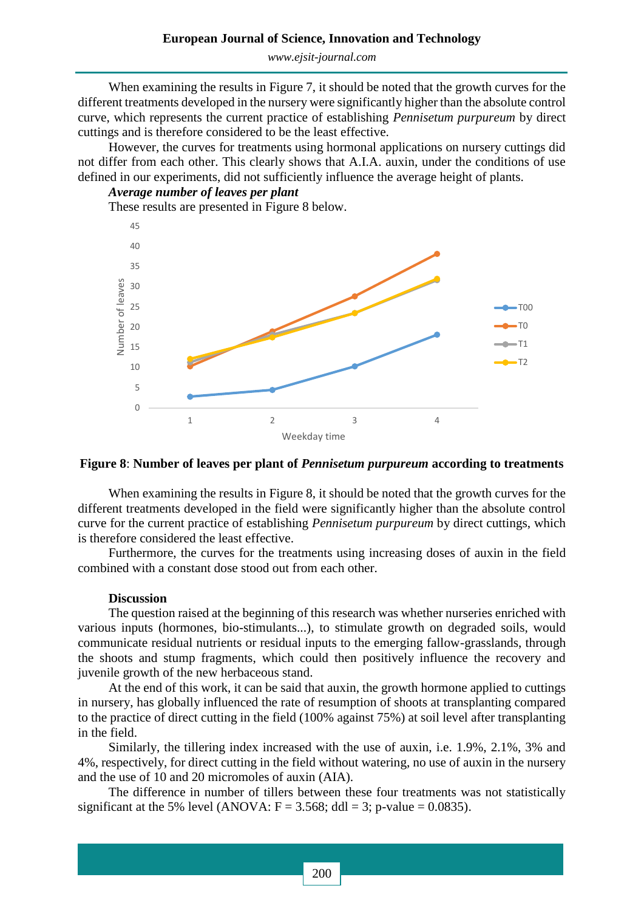When examining the results in Figure 7, it should be noted that the growth curves for the different treatments developed in the nursery were significantly higher than the absolute control curve, which represents the current practice of establishing *Pennisetum purpureum* by direct cuttings and is therefore considered to be the least effective.

However, the curves for treatments using hormonal applications on nursery cuttings did not differ from each other. This clearly shows that A.I.A. auxin, under the conditions of use defined in our experiments, did not sufficiently influence the average height of plants.

***Average number of leaves per plant***

These results are presented in Figure 8 below.

**Figure 8**: **Number of leaves per plant of *Pennisetum purpureum* according to treatments**

When examining the results in Figure 8, it should be noted that the growth curves for the different treatments developed in the field were significantly higher than the absolute control curve for the current practice of establishing *Pennisetum purpureum* by direct cuttings, which is therefore considered the least effective.

Furthermore, the curves for the treatments using increasing doses of auxin in the field combined with a constant dose stood out from each other.

## Discussion

The question raised at the beginning of this research was whether nurseries enriched with various inputs (hormones, bio-stimulants...), to stimulate growth on degraded soils, would communicate residual nutrients or residual inputs to the emerging fallow-grasslands, through the shoots and stump fragments, which could then positively influence the recovery and juvenile growth of the new herbaceous stand.

At the end of this work, it can be said that auxin, the growth hormone applied to cuttings in nursery, has globally influenced the rate of resumption of shoots at transplanting compared to the practice of direct cutting in the field (100% against 75%) at soil level after transplanting in the field.

Similarly, the tillering index increased with the use of auxin, i.e. 1.9%, 2.1%, 3% and 4%, respectively, for direct cutting in the field without watering, no use of auxin in the nursery and the use of 10 and 20 micromoles of auxin (AIA).

The difference in number of tillers between these four treatments was not statistically significant at the 5% level (ANOVA: $F = 3.568$; ddl = 3; p-value = 0.0835).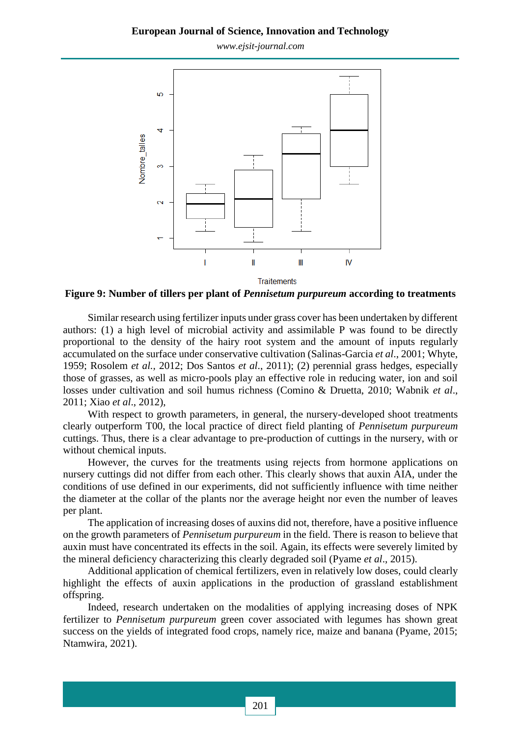**Figure 9: Number of tillers per plant of *Pennisetum purpureum* according to treatments**

Similar research using fertilizer inputs under grass cover has been undertaken by different authors: (1) a high level of microbial activity and assimilable P was found to be directly proportional to the density of the hairy root system and the amount of inputs regularly accumulated on the surface under conservative cultivation (Salinas-Garcia *et al*., 2001; Whyte, 1959; Rosolem *et al.*, 2012; Dos Santos *et al*., 2011); (2) perennial grass hedges, especially those of grasses, as well as micro-pools play an effective role in reducing water, ion and soil losses under cultivation and soil humus richness (Comino & Druetta, 2010; Wabnik *et al*., 2011; Xiao *et al*., 2012),

With respect to growth parameters, in general, the nursery-developed shoot treatments clearly outperform T00, the local practice of direct field planting of *Pennisetum purpureum* cuttings. Thus, there is a clear advantage to pre-production of cuttings in the nursery, with or without chemical inputs.

However, the curves for the treatments using rejects from hormone applications on nursery cuttings did not differ from each other. This clearly shows that auxin AIA, under the conditions of use defined in our experiments, did not sufficiently influence with time neither the diameter at the collar of the plants nor the average height nor even the number of leaves per plant.

The application of increasing doses of auxins did not, therefore, have a positive influence on the growth parameters of *Pennisetum purpureum* in the field. There is reason to believe that auxin must have concentrated its effects in the soil. Again, its effects were severely limited by the mineral deficiency characterizing this clearly degraded soil (Pyame *et al*., 2015).

Additional application of chemical fertilizers, even in relatively low doses, could clearly highlight the effects of auxin applications in the production of grassland establishment offspring.

Indeed, research undertaken on the modalities of applying increasing doses of NPK fertilizer to *Pennisetum purpureum* green cover associated with legumes has shown great success on the yields of integrated food crops, namely rice, maize and banana (Pyame, 2015; Ntamwira, 2021).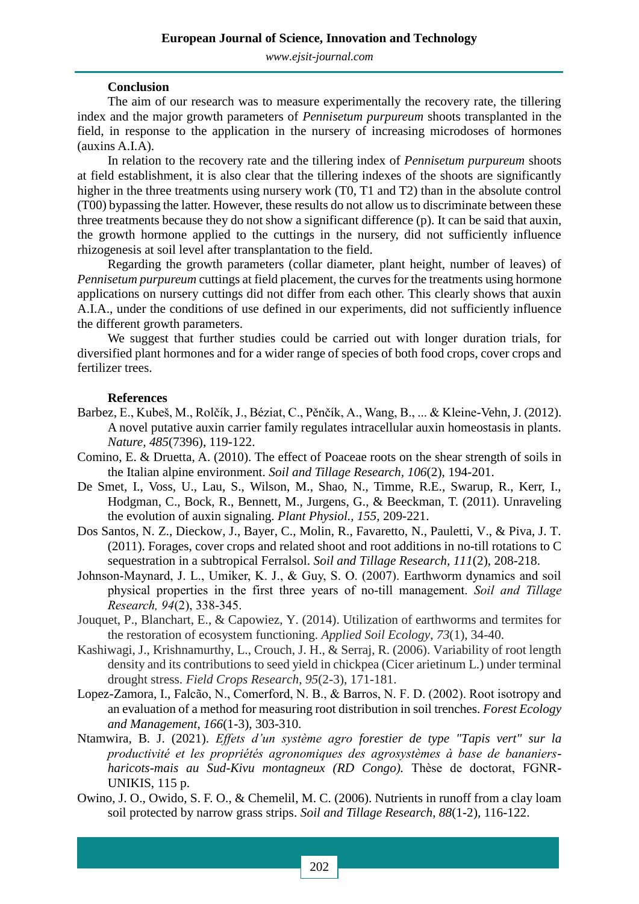## Conclusion

The aim of our research was to measure experimentally the recovery rate, the tillering index and the major growth parameters of *Pennisetum purpureum* shoots transplanted in the field, in response to the application in the nursery of increasing microdoses of hormones (auxins A.I.A).

In relation to the recovery rate and the tillering index of *Pennisetum purpureum* shoots at field establishment, it is also clear that the tillering indexes of the shoots are significantly higher in the three treatments using nursery work (T0, T1 and T2) than in the absolute control (T00) bypassing the latter. However, these results do not allow us to discriminate between these three treatments because they do not show a significant difference (p). It can be said that auxin, the growth hormone applied to the cuttings in the nursery, did not sufficiently influence rhizogenesis at soil level after transplantation to the field.

Regarding the growth parameters (collar diameter, plant height, number of leaves) of *Pennisetum purpureum* cuttings at field placement, the curves for the treatments using hormone applications on nursery cuttings did not differ from each other. This clearly shows that auxin A.I.A., under the conditions of use defined in our experiments, did not sufficiently influence the different growth parameters.

We suggest that further studies could be carried out with longer duration trials, for diversified plant hormones and for a wider range of species of both food crops, cover crops and fertilizer trees.

## References

Barbez, E., Kubeš, M., Rolčík, J., Béziat, C., Pěnčík, A., Wang, B., ... & Kleine-Vehn, J. (2012). A novel putative auxin carrier family regulates intracellular auxin homeostasis in plants. *Nature, 485*(7396), 119-122.

Comino, E. & Druetta, A. (2010). The effect of Poaceae roots on the shear strength of soils in the Italian alpine environment. *Soil and Tillage Research*, *106*(2), 194-201.

De Smet, I., Voss, U., Lau, S., Wilson, M., Shao, N., Timme, R.E., Swarup, R., Kerr, I., Hodgman, C., Bock, R., Bennett, M., Jurgens, G., & Beeckman, T. (2011). Unraveling the evolution of auxin signaling. *Plant Physiol., 155*, 209-221.

Dos Santos, N. Z., Dieckow, J., Bayer, C., Molin, R., Favaretto, N., Pauletti, V., & Piva, J. T. (2011). Forages, cover crops and related shoot and root additions in no-till rotations to C sequestration in a subtropical Ferralsol. *Soil and Tillage Research, 111*(2), 208-218.

Johnson-Maynard, J. L., Umiker, K. J., & Guy, S. O. (2007). Earthworm dynamics and soil physical properties in the first three years of no-till management. *Soil and Tillage Research, 94*(2), 338-345.

Jouquet, P., Blanchart, E., & Capowiez, Y. (2014). Utilization of earthworms and termites for the restoration of ecosystem functioning. *Applied Soil Ecology*, *73*(1), 34-40.

Kashiwagi, J., Krishnamurthy, L., Crouch, J. H., & Serraj, R. (2006). Variability of root length density and its contributions to seed yield in chickpea (Cicer arietinum L.) under terminal drought stress. *Field Crops Research*, *95*(2-3), 171-181.

Lopez-Zamora, I., Falcão, N., Comerford, N. B., & Barros, N. F. D. (2002). Root isotropy and an evaluation of a method for measuring root distribution in soil trenches. *Forest Ecology and Management*, *166*(1-3), 303-310.

Ntamwira, B. J. (2021). *Effets d'un système agro forestier de type "Tapis vert" sur la productivité et les propriétés agronomiques des agrosystèmes à base de bananiers-haricots-mais au Sud-Kivu montagneux (RD Congo).* Thèse de doctorat, FGNR-UNIKIS, 115 p.

Owino, J. O., Owido, S. F. O., & Chemelil, M. C. (2006). Nutrients in runoff from a clay loam soil protected by narrow grass strips. *Soil and Tillage Research*, *88*(1-2), 116-122.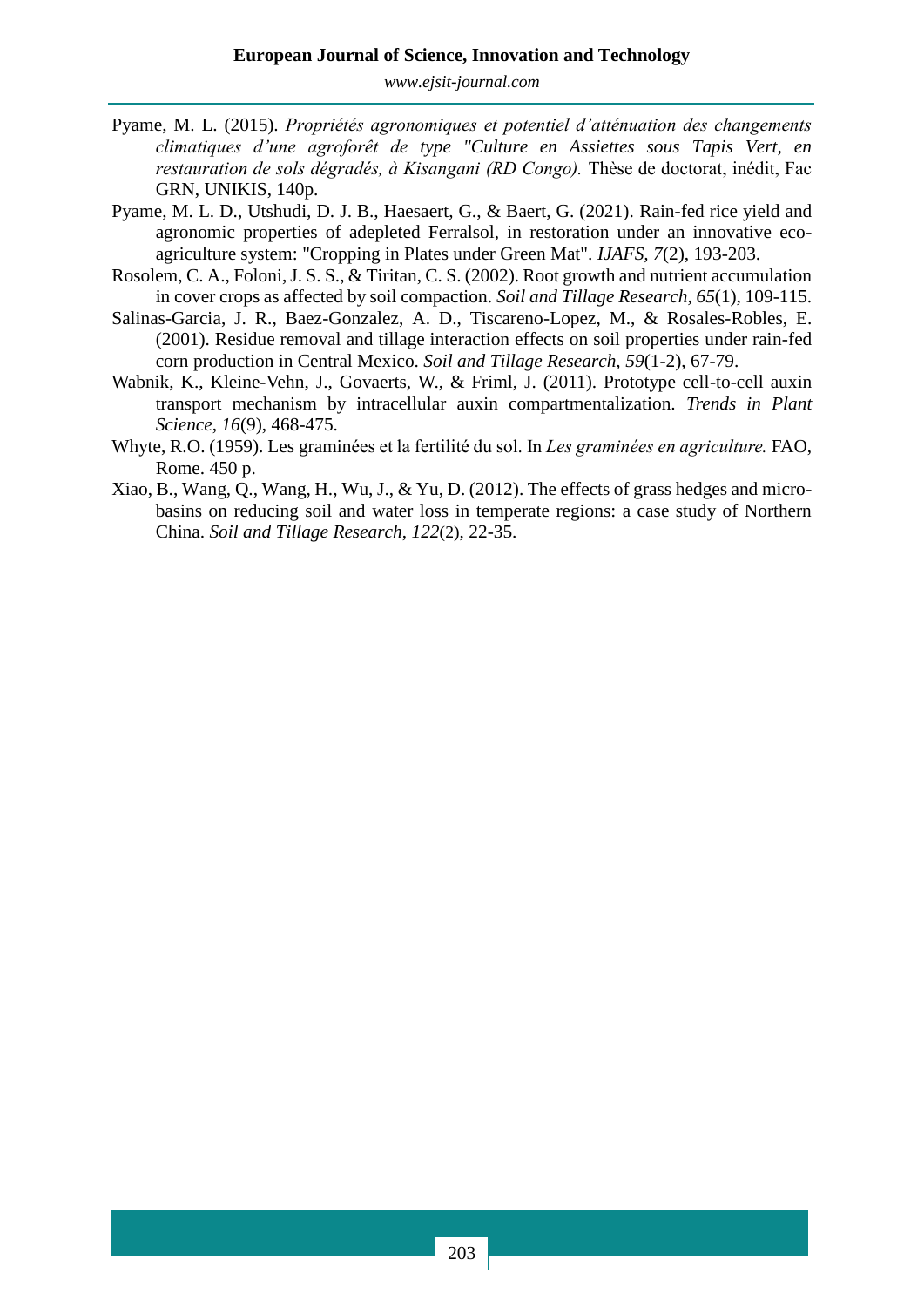Pyame, M. L. (2015). *Propriétés agronomiques et potentiel d'atténuation des changements climatiques d'une agroforêt de type "Culture en Assiettes sous Tapis Vert, en restauration de sols dégradés, à Kisangani (RD Congo).* Thèse de doctorat, inédit, Fac GRN, UNIKIS, 140p.

Pyame, M. L. D., Utshudi, D. J. B., Haesaert, G., & Baert, G. (2021). Rain-fed rice yield and agronomic properties of adepleted Ferralsol, in restoration under an innovative eco-agriculture system: "Cropping in Plates under Green Mat". *IJAFS, 7*(2), 193-203.

Rosolem, C. A., Foloni, J. S. S., & Tiritan, C. S. (2002). Root growth and nutrient accumulation in cover crops as affected by soil compaction. *Soil and Tillage Research, 65*(1), 109-115.

Salinas-Garcia, J. R., Baez-Gonzalez, A. D., Tiscareno-Lopez, M., & Rosales-Robles, E. (2001). Residue removal and tillage interaction effects on soil properties under rain-fed corn production in Central Mexico. *Soil and Tillage Research, 59*(1-2), 67-79.

Wabnik, K., Kleine-Vehn, J., Govaerts, W., & Friml, J. (2011). Prototype cell-to-cell auxin transport mechanism by intracellular auxin compartmentalization. *Trends in Plant Science*, *16*(9), 468-475.

Whyte, R.O. (1959). Les graminées et la fertilité du sol. In *Les graminées en agriculture.* FAO, Rome. 450 p.

Xiao, B., Wang, Q., Wang, H., Wu, J., & Yu, D. (2012). The effects of grass hedges and micro-basins on reducing soil and water loss in temperate regions: a case study of Northern China. *Soil and Tillage Research*, *122*(2), 22-35.